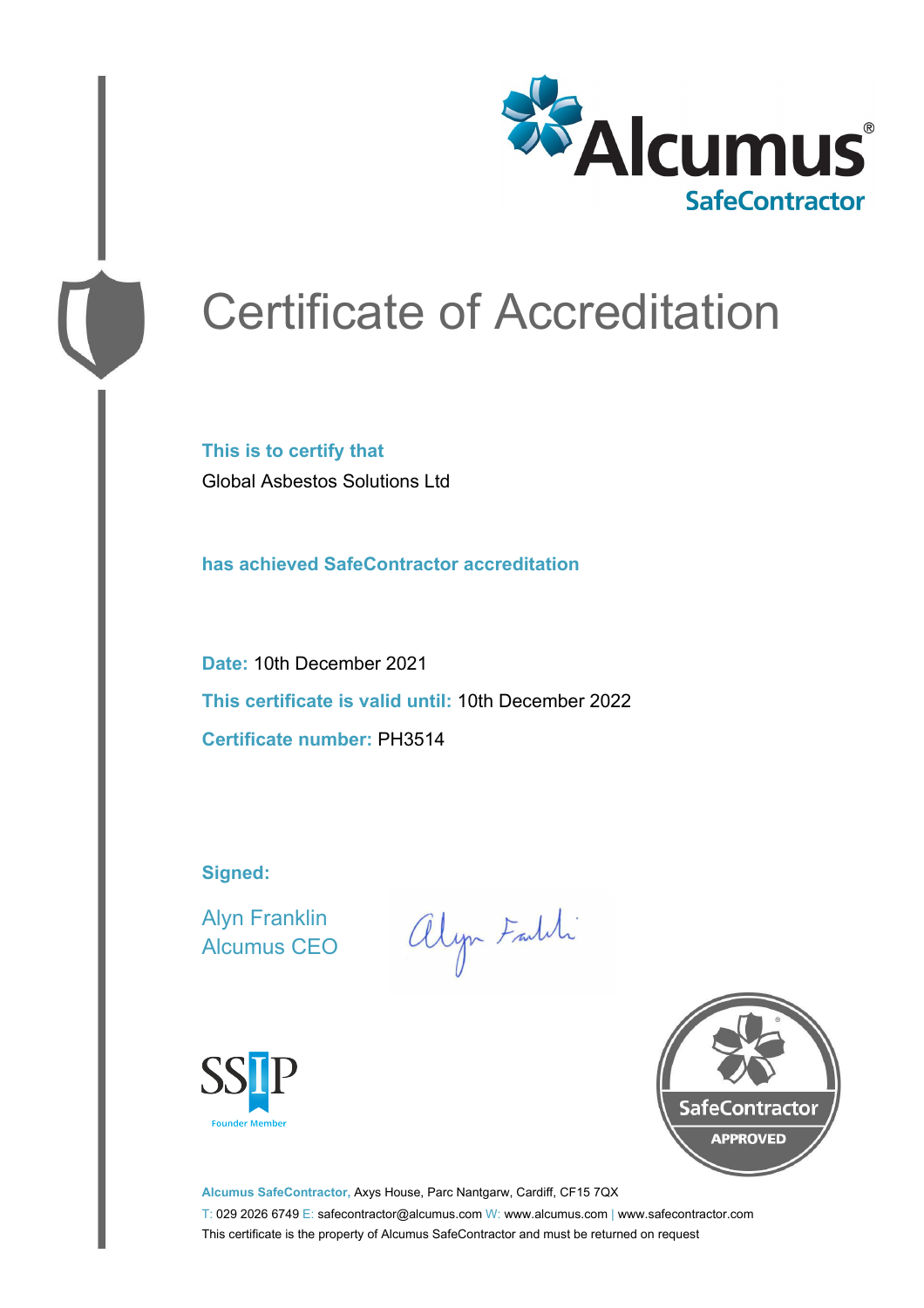Alcumus®
SafeContractor

# Certificate of Accreditation

**This is to certify that**

Global Asbestos Solutions Ltd

**has achieved SafeContractor accreditation**

**Date:** 10th December 2021

**This certificate is valid until:** 10th December 2022

**Certificate number:** PH3514

**Signed:**

Alyn Franklin
Alcumus CEO

SSIP
Founder Member

SafeContractor
APPROVED

**Alcumus SafeContractor,** Axys House, Parc Nantgarw, Cardiff, CF15 7QX

T: 029 2026 6749 E: safecontractor@alcumus.com W: www.alcumus.com | www.safecontractor.com

This certificate is the property of Alcumus SafeContractor and must be returned on request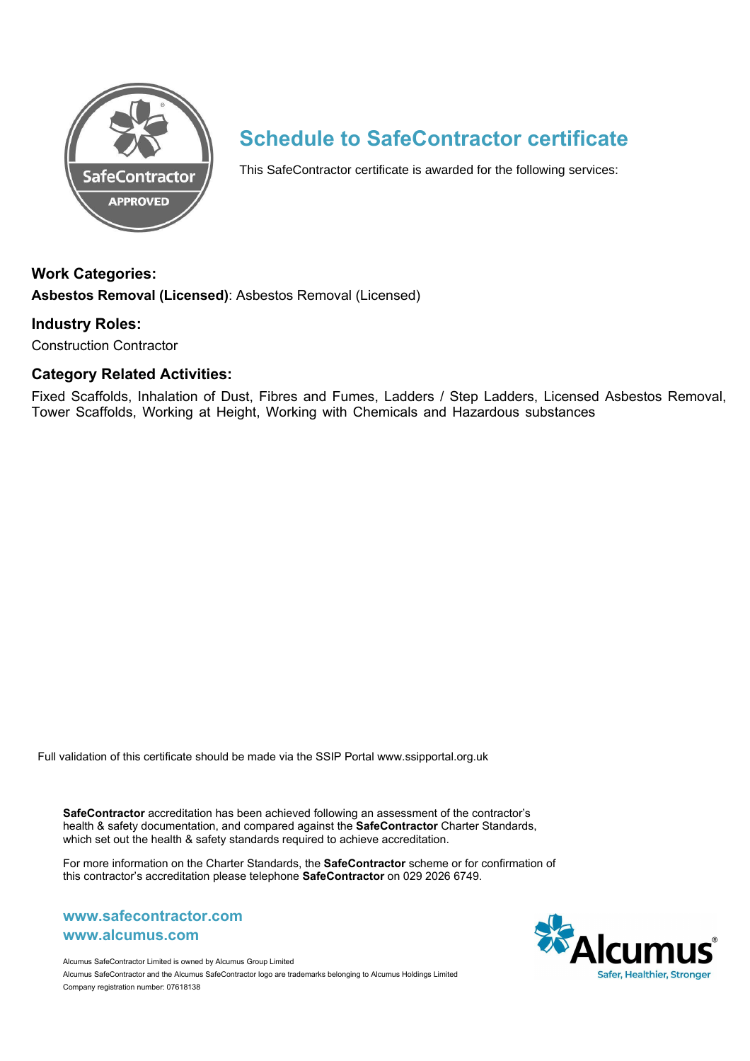# Schedule to SafeContractor certificate

This SafeContractor certificate is awarded for the following services:

### Work Categories:

**Asbestos Removal (Licensed)**: Asbestos Removal (Licensed)

### Industry Roles:

Construction Contractor

### Category Related Activities:

Fixed Scaffolds, Inhalation of Dust, Fibres and Fumes, Ladders / Step Ladders, Licensed Asbestos Removal, Tower Scaffolds, Working at Height, Working with Chemicals and Hazardous substances

Full validation of this certificate should be made via the SSIP Portal www.ssipportal.org.uk

**SafeContractor** accreditation has been achieved following an assessment of the contractor's health & safety documentation, and compared against the **SafeContractor** Charter Standards, which set out the health & safety standards required to achieve accreditation.

For more information on the Charter Standards, the **SafeContractor** scheme or for confirmation of this contractor's accreditation please telephone **SafeContractor** on 029 2026 6749.

**www.safecontractor.com**
**www.alcumus.com**

Alcumus SafeContractor Limited is owned by Alcumus Group Limited
Alcumus SafeContractor and the Alcumus SafeContractor logo are trademarks belonging to Alcumus Holdings Limited
Company registration number: 07618138

Alcumus®
Safer, Healthier, Stronger